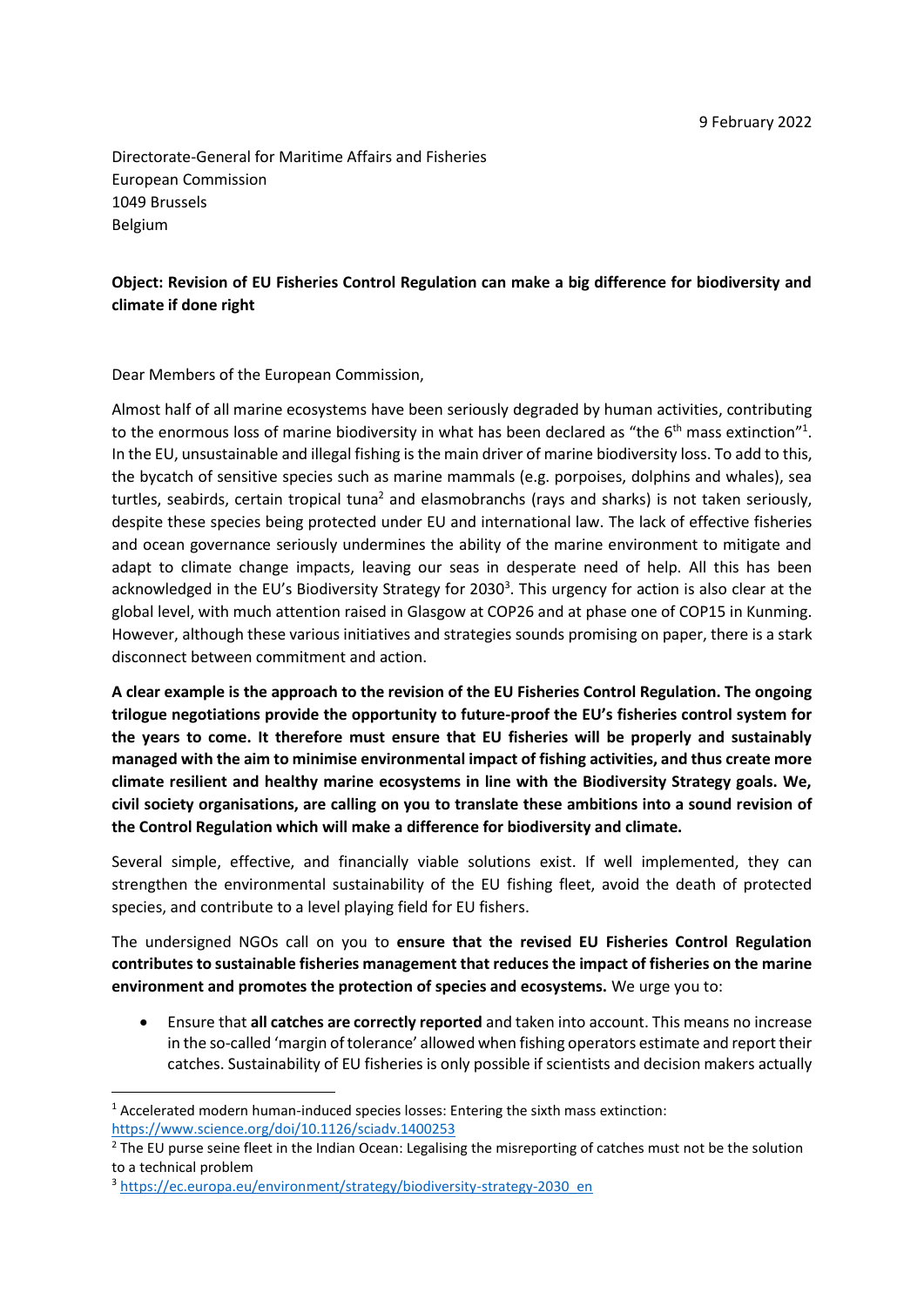9 February 2022

Directorate-General for Maritime Affairs and Fisheries
European Commission
1049 Brussels
Belgium

**Object: Revision of EU Fisheries Control Regulation can make a big difference for biodiversity and climate if done right**

Dear Members of the European Commission,

Almost half of all marine ecosystems have been seriously degraded by human activities, contributing to the enormous loss of marine biodiversity in what has been declared as "the 6th mass extinction"[1]. In the EU, unsustainable and illegal fishing is the main driver of marine biodiversity loss. To add to this, the bycatch of sensitive species such as marine mammals (e.g. porpoises, dolphins and whales), sea turtles, seabirds, certain tropical tuna[2] and elasmobranchs (rays and sharks) is not taken seriously, despite these species being protected under EU and international law. The lack of effective fisheries and ocean governance seriously undermines the ability of the marine environment to mitigate and adapt to climate change impacts, leaving our seas in desperate need of help. All this has been acknowledged in the EU's Biodiversity Strategy for 2030[3]. This urgency for action is also clear at the global level, with much attention raised in Glasgow at COP26 and at phase one of COP15 in Kunming. However, although these various initiatives and strategies sounds promising on paper, there is a stark disconnect between commitment and action.

**A clear example is the approach to the revision of the EU Fisheries Control Regulation. The ongoing trilogue negotiations provide the opportunity to future-proof the EU's fisheries control system for the years to come. It therefore must ensure that EU fisheries will be properly and sustainably managed with the aim to minimise environmental impact of fishing activities, and thus create more climate resilient and healthy marine ecosystems in line with the Biodiversity Strategy goals. We, civil society organisations, are calling on you to translate these ambitions into a sound revision of the Control Regulation which will make a difference for biodiversity and climate.**

Several simple, effective, and financially viable solutions exist. If well implemented, they can strengthen the environmental sustainability of the EU fishing fleet, avoid the death of protected species, and contribute to a level playing field for EU fishers.

The undersigned NGOs call on you to **ensure that the revised EU Fisheries Control Regulation contributes to sustainable fisheries management that reduces the impact of fisheries on the marine environment and promotes the protection of species and ecosystems.** We urge you to:

- Ensure that **all catches are correctly reported** and taken into account. This means no increase in the so-called 'margin of tolerance' allowed when fishing operators estimate and report their catches. Sustainability of EU fisheries is only possible if scientists and decision makers actually

---

[1] Accelerated modern human-induced species losses: Entering the sixth mass extinction: https://www.science.org/doi/10.1126/sciadv.1400253

[2] The EU purse seine fleet in the Indian Ocean: Legalising the misreporting of catches must not be the solution to a technical problem

[3] https://ec.europa.eu/environment/strategy/biodiversity-strategy-2030_en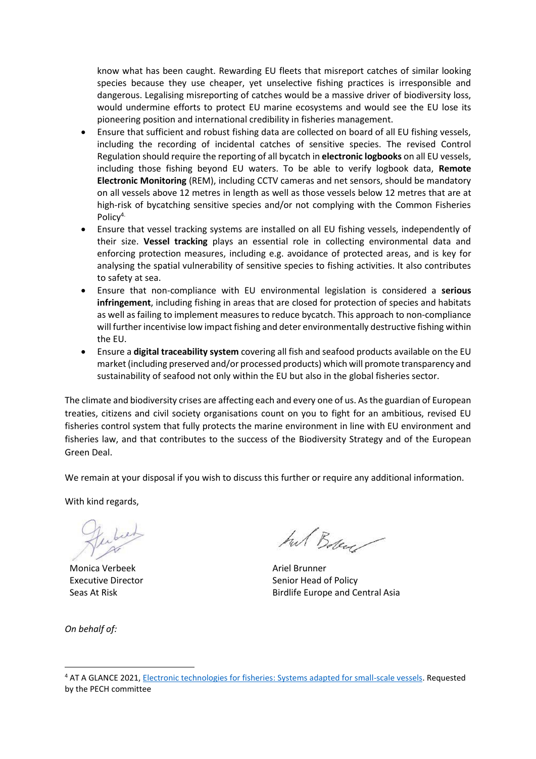know what has been caught. Rewarding EU fleets that misreport catches of similar looking species because they use cheaper, yet unselective fishing practices is irresponsible and dangerous. Legalising misreporting of catches would be a massive driver of biodiversity loss, would undermine efforts to protect EU marine ecosystems and would see the EU lose its pioneering position and international credibility in fisheries management.

- Ensure that sufficient and robust fishing data are collected on board of all EU fishing vessels, including the recording of incidental catches of sensitive species. The revised Control Regulation should require the reporting of all bycatch in **electronic logbooks** on all EU vessels, including those fishing beyond EU waters. To be able to verify logbook data, **Remote Electronic Monitoring** (REM), including CCTV cameras and net sensors, should be mandatory on all vessels above 12 metres in length as well as those vessels below 12 metres that are at high-risk of bycatching sensitive species and/or not complying with the Common Fisheries Policy[4].
- Ensure that vessel tracking systems are installed on all EU fishing vessels, independently of their size. **Vessel tracking** plays an essential role in collecting environmental data and enforcing protection measures, including e.g. avoidance of protected areas, and is key for analysing the spatial vulnerability of sensitive species to fishing activities. It also contributes to safety at sea.
- Ensure that non-compliance with EU environmental legislation is considered a **serious infringement**, including fishing in areas that are closed for protection of species and habitats as well as failing to implement measures to reduce bycatch. This approach to non-compliance will further incentivise low impact fishing and deter environmentally destructive fishing within the EU.
- Ensure a **digital traceability system** covering all fish and seafood products available on the EU market (including preserved and/or processed products) which will promote transparency and sustainability of seafood not only within the EU but also in the global fisheries sector.

The climate and biodiversity crises are affecting each and every one of us. As the guardian of European treaties, citizens and civil society organisations count on you to fight for an ambitious, revised EU fisheries control system that fully protects the marine environment in line with EU environment and fisheries law, and that contributes to the success of the Biodiversity Strategy and of the European Green Deal.

We remain at your disposal if you wish to discuss this further or require any additional information.

With kind regards,

Monica Verbeek
Executive Director
Seas At Risk

Ariel Brunner
Senior Head of Policy
Birdlife Europe and Central Asia

*On behalf of:*

[4] AT A GLANCE 2021, Electronic technologies for fisheries: Systems adapted for small-scale vessels. Requested by the PECH committee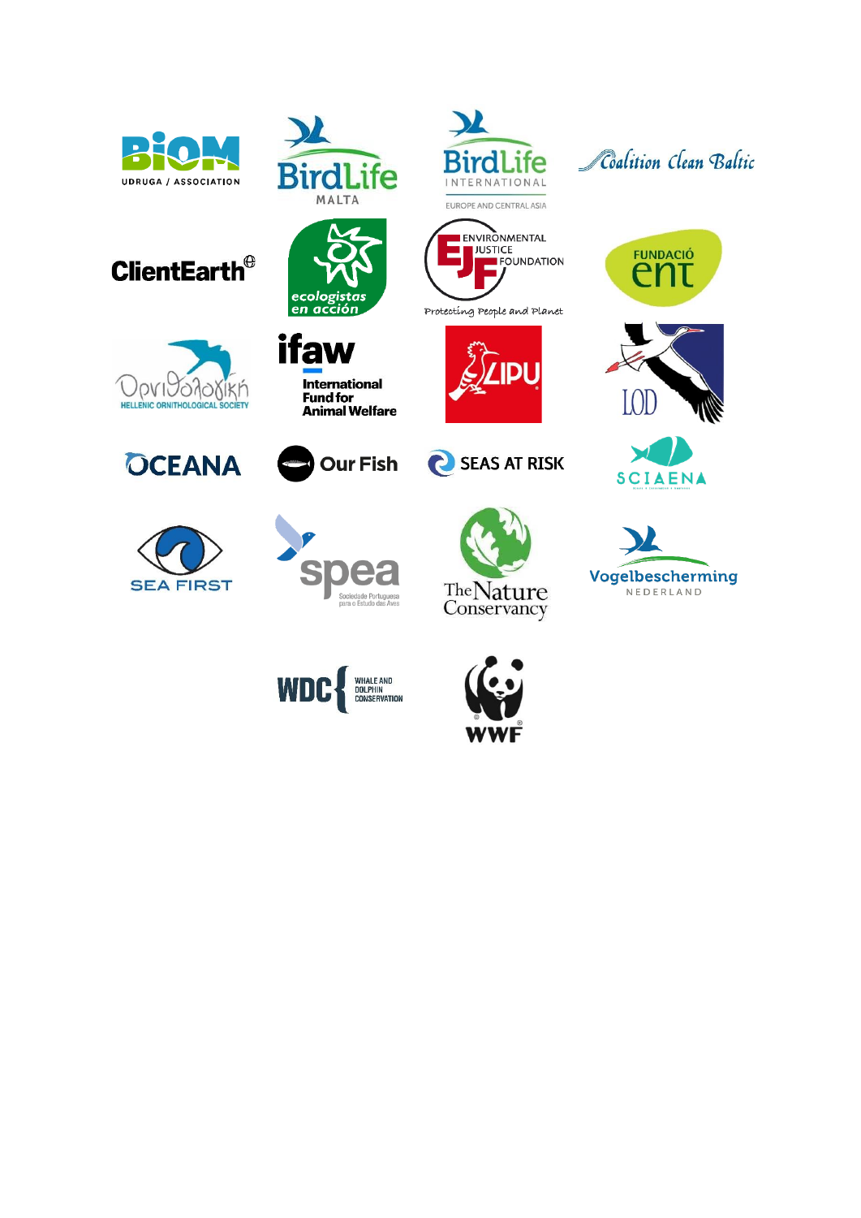BIOM
UDRUGA / ASSOCIATION

BirdLife
MALTA

BirdLife
INTERNATIONAL
EUROPE AND CENTRAL ASIA

Coalition Clean Baltic

ClientEarth

ecologistas en acción

ENVIRONMENTAL JUSTICE FOUNDATION
Protecting People and Planet

FUNDACIÓ ent

Ορνιθολογική
HELLENIC ORNITHOLOGICAL SOCIETY

ifaw
International Fund for Animal Welfare

LIPU

LOD

OCEANA

Our Fish

SEAS AT RISK

SCIAENA

SEA FIRST

spea
Sociedade Portuguesa para o Estudo das Aves

The Nature Conservancy

Vogelbescherming
NEDERLAND

WDC
WHALE AND DOLPHIN CONSERVATION

WWF